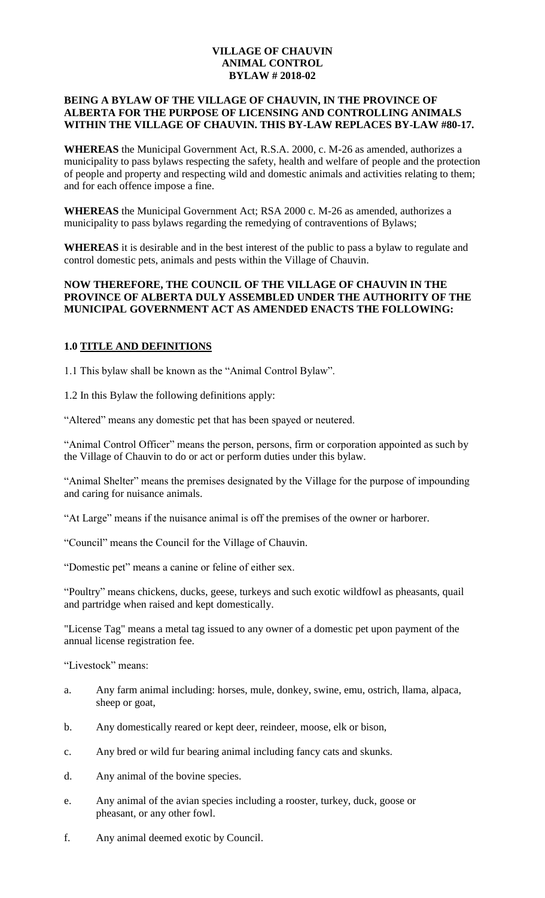**VILLAGE OF CHAUVIN**
**ANIMAL CONTROL**
**BYLAW # 2018-02**

**BEING A BYLAW OF THE VILLAGE OF CHAUVIN, IN THE PROVINCE OF ALBERTA FOR THE PURPOSE OF LICENSING AND CONTROLLING ANIMALS WITHIN THE VILLAGE OF CHAUVIN. THIS BY-LAW REPLACES BY-LAW #80-17.**

**WHEREAS** the Municipal Government Act, R.S.A. 2000, c. M-26 as amended, authorizes a municipality to pass bylaws respecting the safety, health and welfare of people and the protection of people and property and respecting wild and domestic animals and activities relating to them; and for each offence impose a fine.

**WHEREAS** the Municipal Government Act; RSA 2000 c. M-26 as amended, authorizes a municipality to pass bylaws regarding the remedying of contraventions of Bylaws;

**WHEREAS** it is desirable and in the best interest of the public to pass a bylaw to regulate and control domestic pets, animals and pests within the Village of Chauvin.

**NOW THEREFORE, THE COUNCIL OF THE VILLAGE OF CHAUVIN IN THE PROVINCE OF ALBERTA DULY ASSEMBLED UNDER THE AUTHORITY OF THE MUNICIPAL GOVERNMENT ACT AS AMENDED ENACTS THE FOLLOWING:**

## 1.0 TITLE AND DEFINITIONS

1.1 This bylaw shall be known as the "Animal Control Bylaw".

1.2 In this Bylaw the following definitions apply:

"Altered" means any domestic pet that has been spayed or neutered.

"Animal Control Officer" means the person, persons, firm or corporation appointed as such by the Village of Chauvin to do or act or perform duties under this bylaw.

"Animal Shelter" means the premises designated by the Village for the purpose of impounding and caring for nuisance animals.

"At Large" means if the nuisance animal is off the premises of the owner or harborer.

"Council" means the Council for the Village of Chauvin.

"Domestic pet" means a canine or feline of either sex.

"Poultry" means chickens, ducks, geese, turkeys and such exotic wildfowl as pheasants, quail and partridge when raised and kept domestically.

"License Tag" means a metal tag issued to any owner of a domestic pet upon payment of the annual license registration fee.

"Livestock" means:

a. Any farm animal including: horses, mule, donkey, swine, emu, ostrich, llama, alpaca, sheep or goat,

b. Any domestically reared or kept deer, reindeer, moose, elk or bison,

c. Any bred or wild fur bearing animal including fancy cats and skunks.

d. Any animal of the bovine species.

e. Any animal of the avian species including a rooster, turkey, duck, goose or pheasant, or any other fowl.

f. Any animal deemed exotic by Council.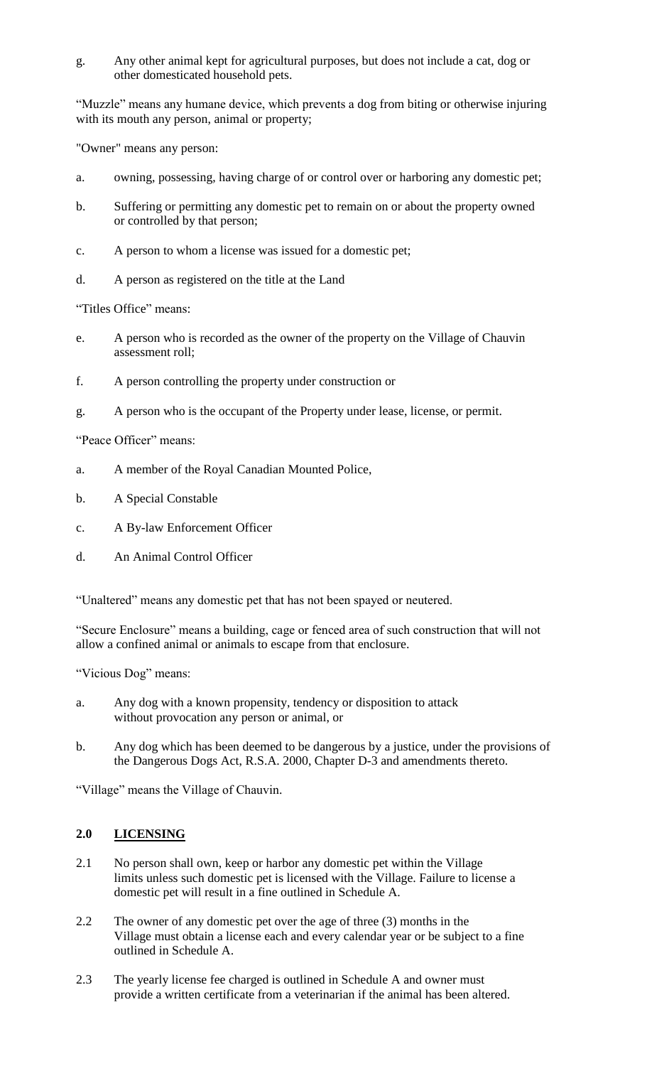g. Any other animal kept for agricultural purposes, but does not include a cat, dog or other domesticated household pets.

"Muzzle" means any humane device, which prevents a dog from biting or otherwise injuring with its mouth any person, animal or property;

"Owner" means any person:

a. owning, possessing, having charge of or control over or harboring any domestic pet;

b. Suffering or permitting any domestic pet to remain on or about the property owned or controlled by that person;

c. A person to whom a license was issued for a domestic pet;

d. A person as registered on the title at the Land

"Titles Office" means:

e. A person who is recorded as the owner of the property on the Village of Chauvin assessment roll;

f. A person controlling the property under construction or

g. A person who is the occupant of the Property under lease, license, or permit.

"Peace Officer" means:

a. A member of the Royal Canadian Mounted Police,

b. A Special Constable

c. A By-law Enforcement Officer

d. An Animal Control Officer

"Unaltered" means any domestic pet that has not been spayed or neutered.

"Secure Enclosure" means a building, cage or fenced area of such construction that will not allow a confined animal or animals to escape from that enclosure.

"Vicious Dog" means:

a. Any dog with a known propensity, tendency or disposition to attack without provocation any person or animal, or

b. Any dog which has been deemed to be dangerous by a justice, under the provisions of the Dangerous Dogs Act, R.S.A. 2000, Chapter D-3 and amendments thereto.

"Village" means the Village of Chauvin.

## 2.0 LICENSING

2.1 No person shall own, keep or harbor any domestic pet within the Village limits unless such domestic pet is licensed with the Village. Failure to license a domestic pet will result in a fine outlined in Schedule A.

2.2 The owner of any domestic pet over the age of three (3) months in the Village must obtain a license each and every calendar year or be subject to a fine outlined in Schedule A.

2.3 The yearly license fee charged is outlined in Schedule A and owner must provide a written certificate from a veterinarian if the animal has been altered.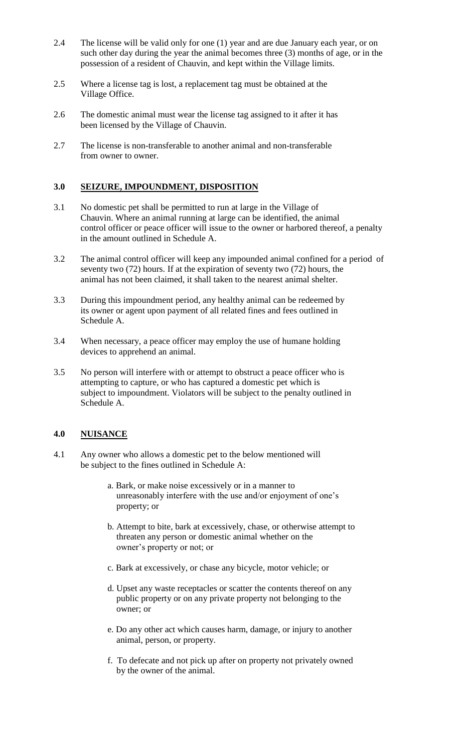2.4 The license will be valid only for one (1) year and are due January each year, or on such other day during the year the animal becomes three (3) months of age, or in the possession of a resident of Chauvin, and kept within the Village limits.

2.5 Where a license tag is lost, a replacement tag must be obtained at the Village Office.

2.6 The domestic animal must wear the license tag assigned to it after it has been licensed by the Village of Chauvin.

2.7 The license is non-transferable to another animal and non-transferable from owner to owner.

## 3.0 SEIZURE, IMPOUNDMENT, DISPOSITION

3.1 No domestic pet shall be permitted to run at large in the Village of Chauvin. Where an animal running at large can be identified, the animal control officer or peace officer will issue to the owner or harbored thereof, a penalty in the amount outlined in Schedule A.

3.2 The animal control officer will keep any impounded animal confined for a period of seventy two (72) hours. If at the expiration of seventy two (72) hours, the animal has not been claimed, it shall taken to the nearest animal shelter.

3.3 During this impoundment period, any healthy animal can be redeemed by its owner or agent upon payment of all related fines and fees outlined in Schedule A.

3.4 When necessary, a peace officer may employ the use of humane holding devices to apprehend an animal.

3.5 No person will interfere with or attempt to obstruct a peace officer who is attempting to capture, or who has captured a domestic pet which is subject to impoundment. Violators will be subject to the penalty outlined in Schedule A.

## 4.0 NUISANCE

4.1 Any owner who allows a domestic pet to the below mentioned will be subject to the fines outlined in Schedule A:

a. Bark, or make noise excessively or in a manner to unreasonably interfere with the use and/or enjoyment of one's property; or

b. Attempt to bite, bark at excessively, chase, or otherwise attempt to threaten any person or domestic animal whether on the owner's property or not; or

c. Bark at excessively, or chase any bicycle, motor vehicle; or

d. Upset any waste receptacles or scatter the contents thereof on any public property or on any private property not belonging to the owner; or

e. Do any other act which causes harm, damage, or injury to another animal, person, or property.

f. To defecate and not pick up after on property not privately owned by the owner of the animal.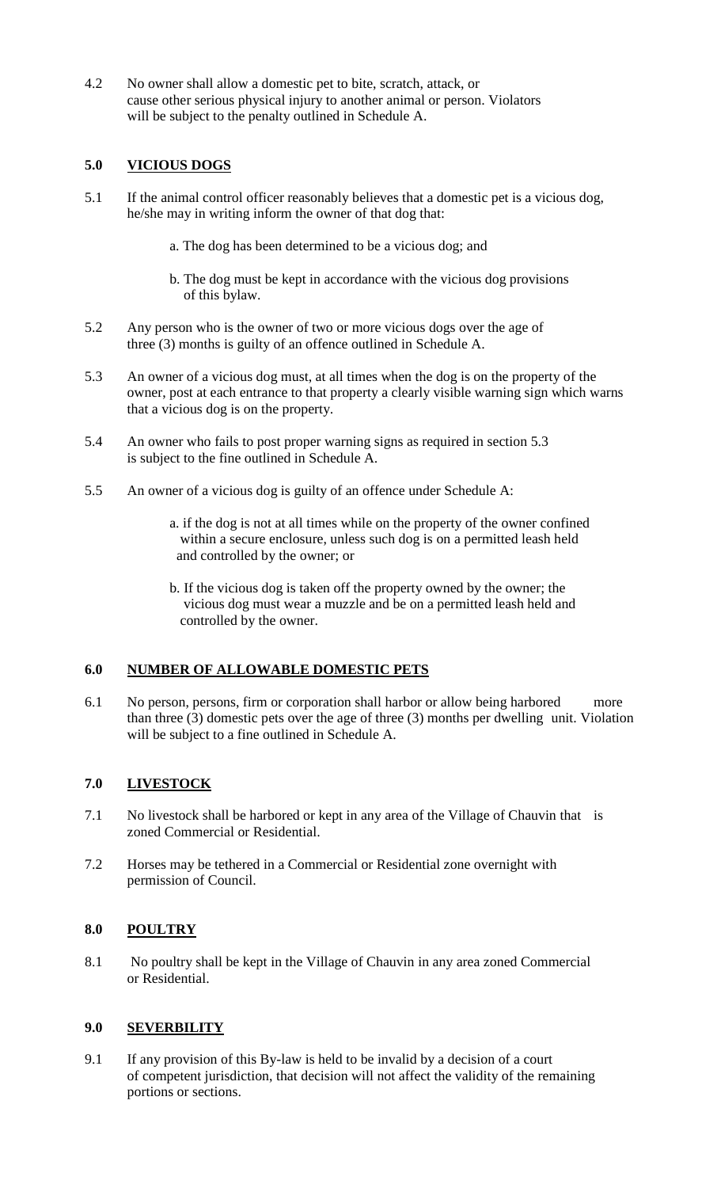4.2 No owner shall allow a domestic pet to bite, scratch, attack, or cause other serious physical injury to another animal or person. Violators will be subject to the penalty outlined in Schedule A.

## 5.0 VICIOUS DOGS

5.1 If the animal control officer reasonably believes that a domestic pet is a vicious dog, he/she may in writing inform the owner of that dog that:

a. The dog has been determined to be a vicious dog; and

b. The dog must be kept in accordance with the vicious dog provisions of this bylaw.

5.2 Any person who is the owner of two or more vicious dogs over the age of three (3) months is guilty of an offence outlined in Schedule A.

5.3 An owner of a vicious dog must, at all times when the dog is on the property of the owner, post at each entrance to that property a clearly visible warning sign which warns that a vicious dog is on the property.

5.4 An owner who fails to post proper warning signs as required in section 5.3 is subject to the fine outlined in Schedule A.

5.5 An owner of a vicious dog is guilty of an offence under Schedule A:

a. if the dog is not at all times while on the property of the owner confined within a secure enclosure, unless such dog is on a permitted leash held and controlled by the owner; or

b. If the vicious dog is taken off the property owned by the owner; the vicious dog must wear a muzzle and be on a permitted leash held and controlled by the owner.

## 6.0 NUMBER OF ALLOWABLE DOMESTIC PETS

6.1 No person, persons, firm or corporation shall harbor or allow being harbored more than three (3) domestic pets over the age of three (3) months per dwelling unit. Violation will be subject to a fine outlined in Schedule A.

## 7.0 LIVESTOCK

7.1 No livestock shall be harbored or kept in any area of the Village of Chauvin that is zoned Commercial or Residential.

7.2 Horses may be tethered in a Commercial or Residential zone overnight with permission of Council.

## 8.0 POULTRY

8.1 No poultry shall be kept in the Village of Chauvin in any area zoned Commercial or Residential.

## 9.0 SEVERBILITY

9.1 If any provision of this By-law is held to be invalid by a decision of a court of competent jurisdiction, that decision will not affect the validity of the remaining portions or sections.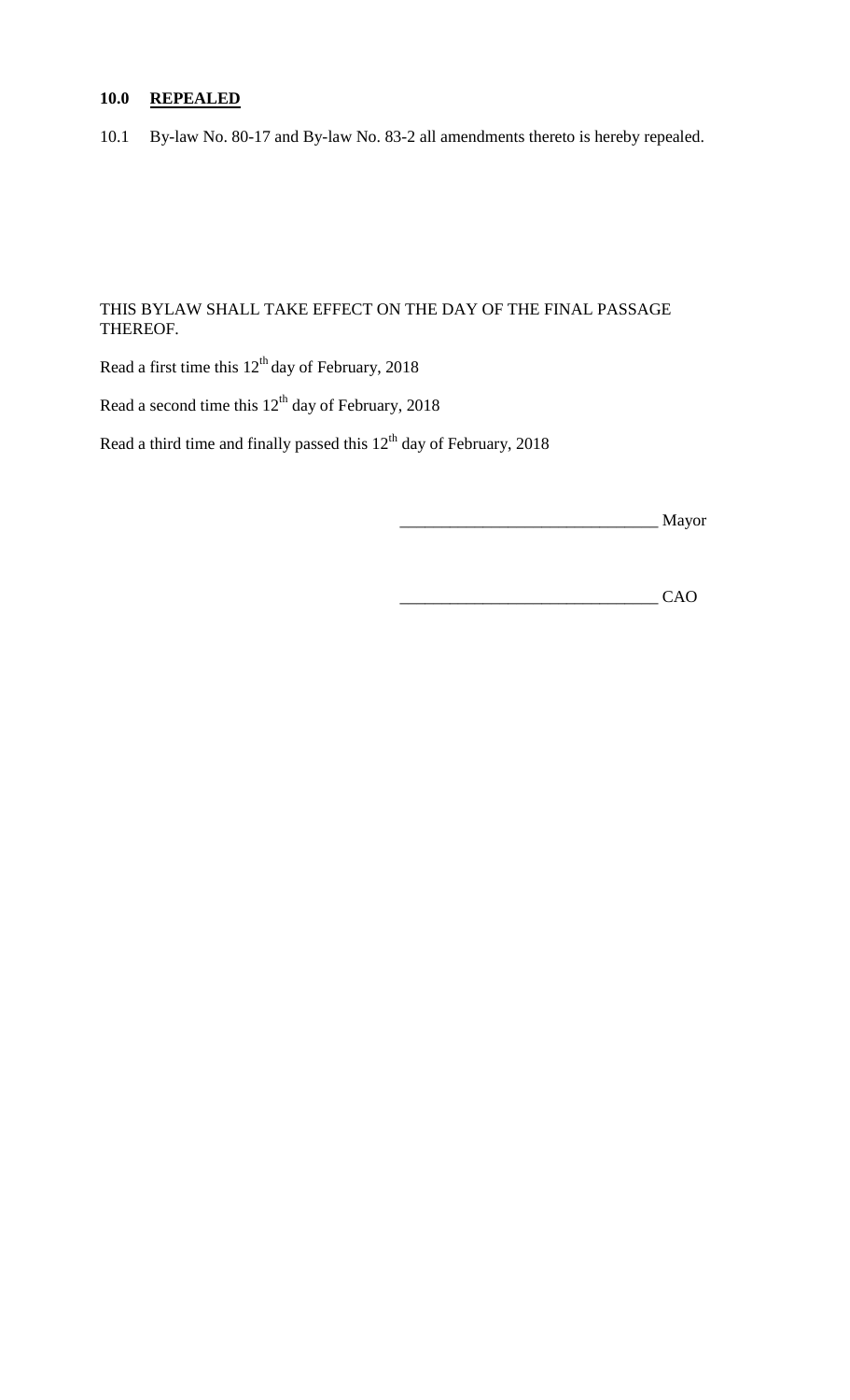## 10.0 **REPEALED**

10.1 By-law No. 80-17 and By-law No. 83-2 all amendments thereto is hereby repealed.

THIS BYLAW SHALL TAKE EFFECT ON THE DAY OF THE FINAL PASSAGE THEREOF.

Read a first time this 12th day of February, 2018

Read a second time this 12th day of February, 2018

Read a third time and finally passed this 12th day of February, 2018

_______________________________ Mayor

_______________________________ CAO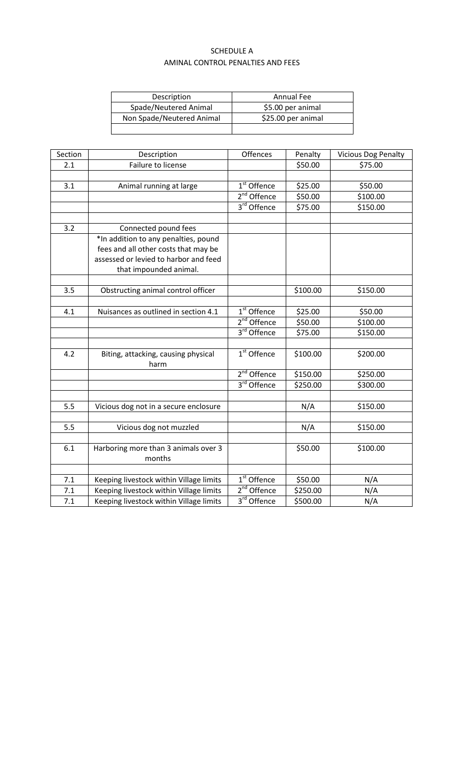SCHEDULE A
AMINAL CONTROL PENALTIES AND FEES

| Description | Annual Fee |
|---|---|
| Spade/Neutered Animal | $5.00 per animal |
| Non Spade/Neutered Animal | $25.00 per animal |
| | |

| Section | Description | Offences | Penalty | Vicious Dog Penalty |
|---|---|---|---|---|
| 2.1 | Failure to license | | $50.00 | $75.00 |
| | | | | |
| 3.1 | Animal running at large | 1st Offence | $25.00 | $50.00 |
| | | 2nd Offence | $50.00 | $100.00 |
| | | 3rd Offence | $75.00 | $150.00 |
| | | | | |
| 3.2 | Connected pound fees | | | |
| | *In addition to any penalties, pound fees and all other costs that may be assessed or levied to harbor and feed that impounded animal. | | | |
| | | | | |
| 3.5 | Obstructing animal control officer | | $100.00 | $150.00 |
| | | | | |
| 4.1 | Nuisances as outlined in section 4.1 | 1st Offence | $25.00 | $50.00 |
| | | 2nd Offence | $50.00 | $100.00 |
| | | 3rd Offence | $75.00 | $150.00 |
| | | | | |
| 4.2 | Biting, attacking, causing physical harm | 1st Offence | $100.00 | $200.00 |
| | | 2nd Offence | $150.00 | $250.00 |
| | | 3rd Offence | $250.00 | $300.00 |
| | | | | |
| 5.5 | Vicious dog not in a secure enclosure | | N/A | $150.00 |
| | | | | |
| 5.5 | Vicious dog not muzzled | | N/A | $150.00 |
| | | | | |
| 6.1 | Harboring more than 3 animals over 3 months | | $50.00 | $100.00 |
| | | | | |
| 7.1 | Keeping livestock within Village limits | 1st Offence | $50.00 | N/A |
| 7.1 | Keeping livestock within Village limits | 2nd Offence | $250.00 | N/A |
| 7.1 | Keeping livestock within Village limits | 3rd Offence | $500.00 | N/A |